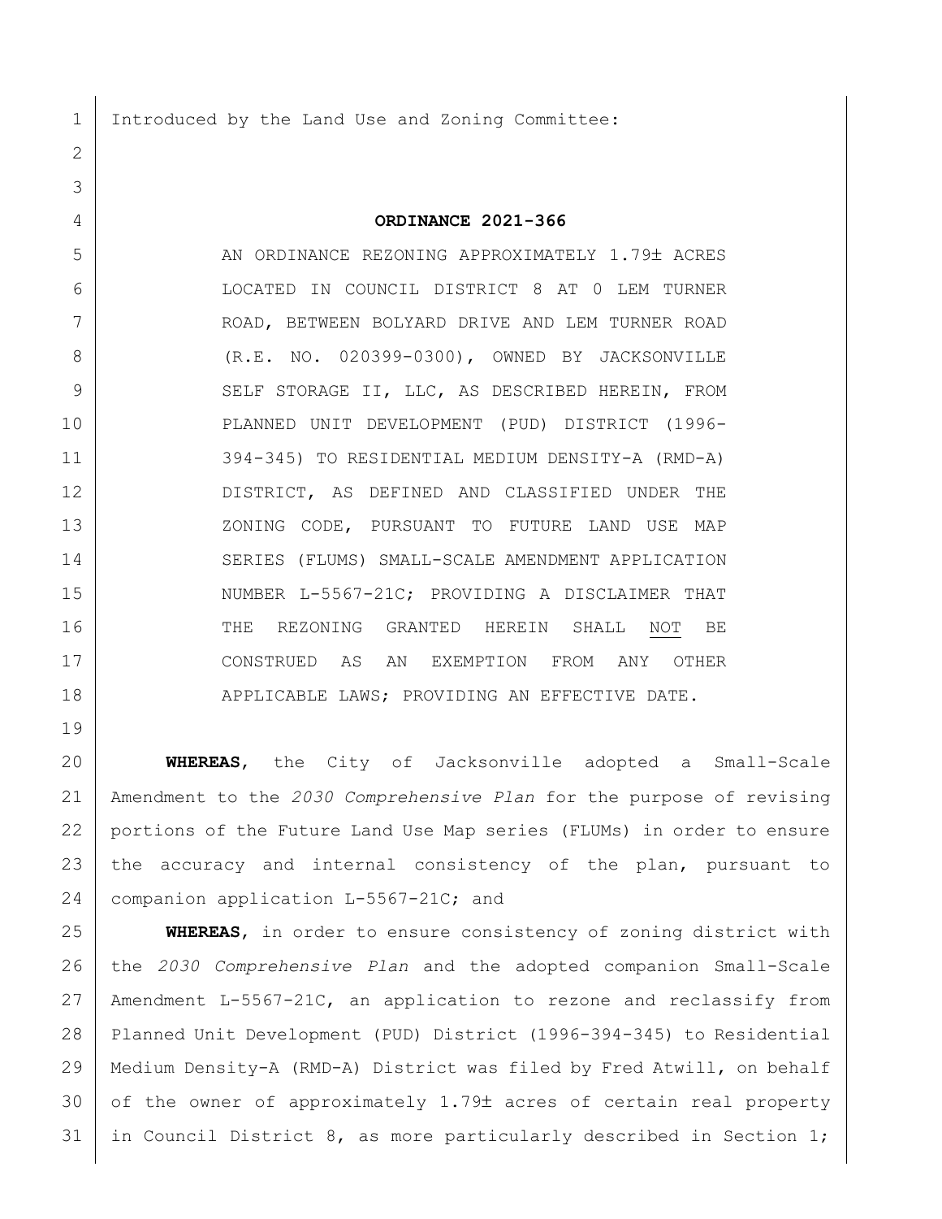Introduced by the Land Use and Zoning Committee:

**ORDINANCE 2021-366**

AN ORDINANCE REZONING APPROXIMATELY 1.79± ACRES LOCATED IN COUNCIL DISTRICT 8 AT 0 LEM TURNER ROAD, BETWEEN BOLYARD DRIVE AND LEM TURNER ROAD (R.E. NO. 020399-0300), OWNED BY JACKSONVILLE SELF STORAGE II, LLC, AS DESCRIBED HEREIN, FROM PLANNED UNIT DEVELOPMENT (PUD) DISTRICT (1996-394-345) TO RESIDENTIAL MEDIUM DENSITY-A (RMD-A) DISTRICT, AS DEFINED AND CLASSIFIED UNDER THE ZONING CODE, PURSUANT TO FUTURE LAND USE MAP SERIES (FLUMS) SMALL-SCALE AMENDMENT APPLICATION NUMBER L-5567-21C; PROVIDING A DISCLAIMER THAT THE REZONING GRANTED HEREIN SHALL NOT BE CONSTRUED AS AN EXEMPTION FROM ANY OTHER APPLICABLE LAWS; PROVIDING AN EFFECTIVE DATE.

**WHEREAS**, the City of Jacksonville adopted a Small-Scale Amendment to the *2030 Comprehensive Plan* for the purpose of revising portions of the Future Land Use Map series (FLUMs) in order to ensure the accuracy and internal consistency of the plan, pursuant to companion application L-5567-21C; and

**WHEREAS**, in order to ensure consistency of zoning district with the *2030 Comprehensive Plan* and the adopted companion Small-Scale Amendment L-5567-21C, an application to rezone and reclassify from Planned Unit Development (PUD) District (1996-394-345) to Residential Medium Density-A (RMD-A) District was filed by Fred Atwill, on behalf of the owner of approximately 1.79± acres of certain real property in Council District 8, as more particularly described in Section 1;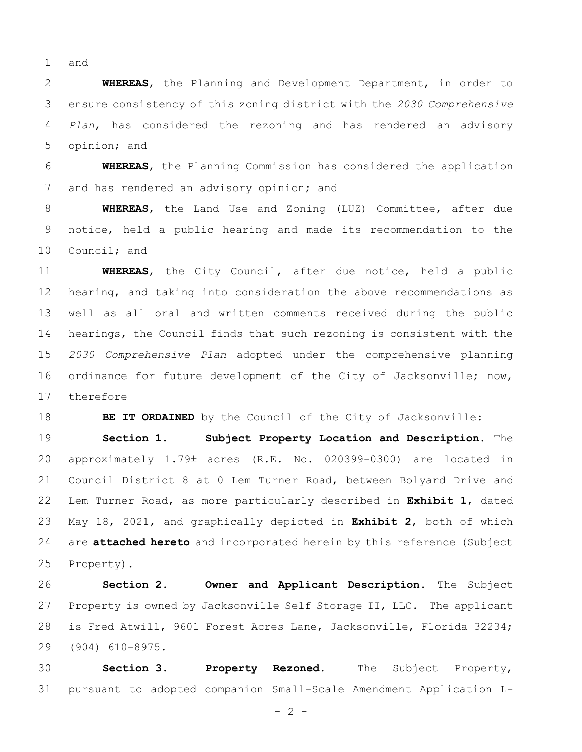and

**WHEREAS**, the Planning and Development Department, in order to ensure consistency of this zoning district with the *2030 Comprehensive Plan*, has considered the rezoning and has rendered an advisory opinion; and

**WHEREAS**, the Planning Commission has considered the application and has rendered an advisory opinion; and

**WHEREAS**, the Land Use and Zoning (LUZ) Committee, after due notice, held a public hearing and made its recommendation to the Council; and

**WHEREAS**, the City Council, after due notice, held a public hearing, and taking into consideration the above recommendations as well as all oral and written comments received during the public hearings, the Council finds that such rezoning is consistent with the *2030 Comprehensive Plan* adopted under the comprehensive planning ordinance for future development of the City of Jacksonville; now, therefore

**BE IT ORDAINED** by the Council of the City of Jacksonville:

**Section 1. Subject Property Location and Description.** The approximately 1.79± acres (R.E. No. 020399-0300) are located in Council District 8 at 0 Lem Turner Road, between Bolyard Drive and Lem Turner Road, as more particularly described in **Exhibit 1**, dated May 18, 2021, and graphically depicted in **Exhibit 2**, both of which are **attached hereto** and incorporated herein by this reference (Subject Property).

**Section 2. Owner and Applicant Description.** The Subject Property is owned by Jacksonville Self Storage II, LLC. The applicant is Fred Atwill, 9601 Forest Acres Lane, Jacksonville, Florida 32234; (904) 610-8975.

**Section 3. Property Rezoned.** The Subject Property, pursuant to adopted companion Small-Scale Amendment Application L-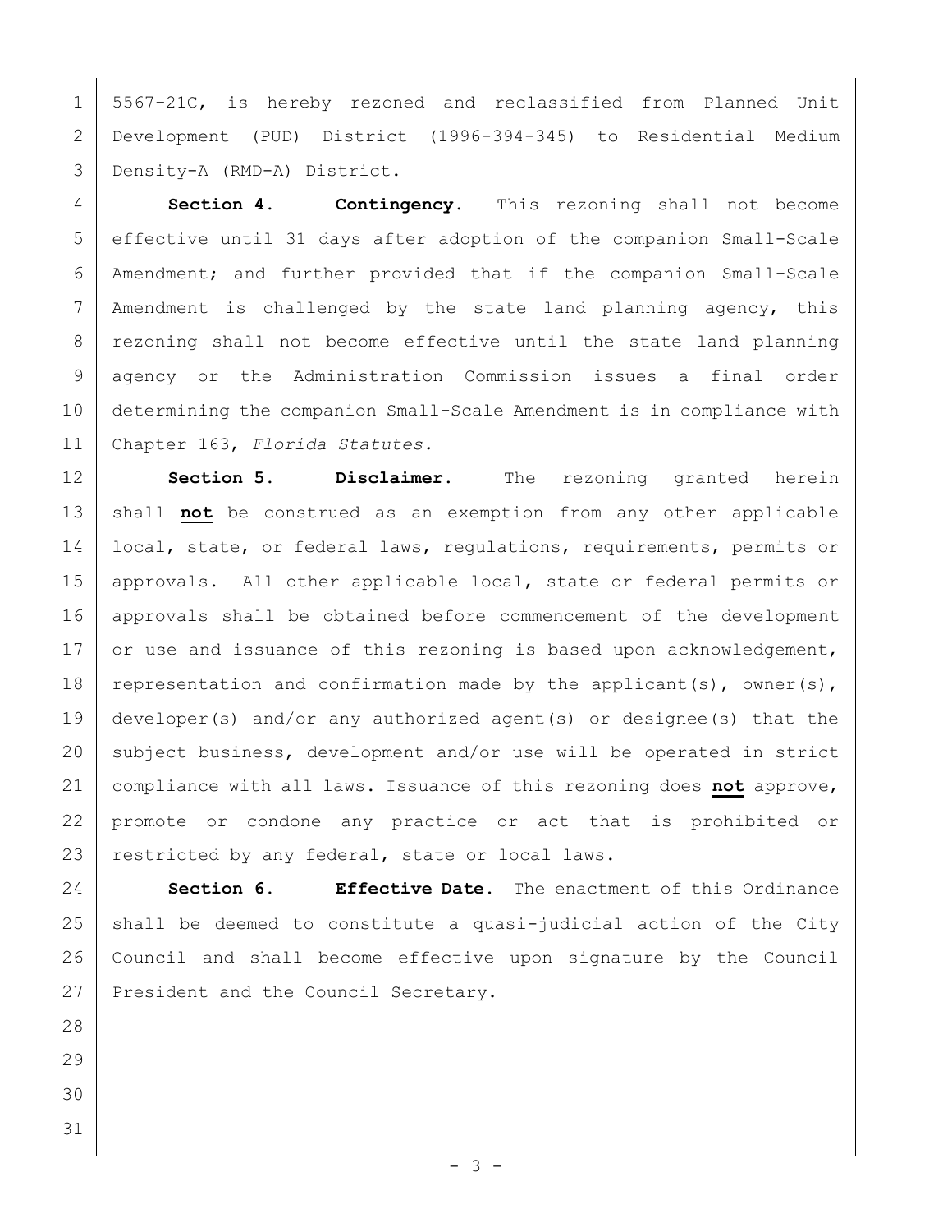5567-21C, is hereby rezoned and reclassified from Planned Unit Development (PUD) District (1996-394-345) to Residential Medium Density-A (RMD-A) District.

**Section 4. Contingency.** This rezoning shall not become effective until 31 days after adoption of the companion Small-Scale Amendment; and further provided that if the companion Small-Scale Amendment is challenged by the state land planning agency, this rezoning shall not become effective until the state land planning agency or the Administration Commission issues a final order determining the companion Small-Scale Amendment is in compliance with Chapter 163, *Florida Statutes.*

**Section 5. Disclaimer.** The rezoning granted herein shall **not** be construed as an exemption from any other applicable local, state, or federal laws, regulations, requirements, permits or approvals. All other applicable local, state or federal permits or approvals shall be obtained before commencement of the development or use and issuance of this rezoning is based upon acknowledgement, representation and confirmation made by the applicant(s), owner(s), developer(s) and/or any authorized agent(s) or designee(s) that the subject business, development and/or use will be operated in strict compliance with all laws. Issuance of this rezoning does **not** approve, promote or condone any practice or act that is prohibited or restricted by any federal, state or local laws.

**Section 6. Effective Date.** The enactment of this Ordinance shall be deemed to constitute a quasi-judicial action of the City Council and shall become effective upon signature by the Council President and the Council Secretary.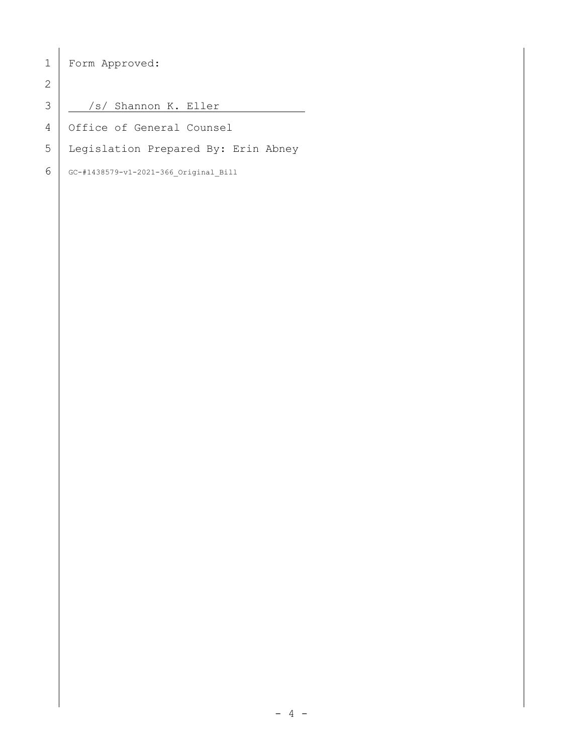Form Approved:

/s/ Shannon K. Eller

Office of General Counsel

Legislation Prepared By: Erin Abney

GC-#1438579-v1-2021-366_Original_Bill